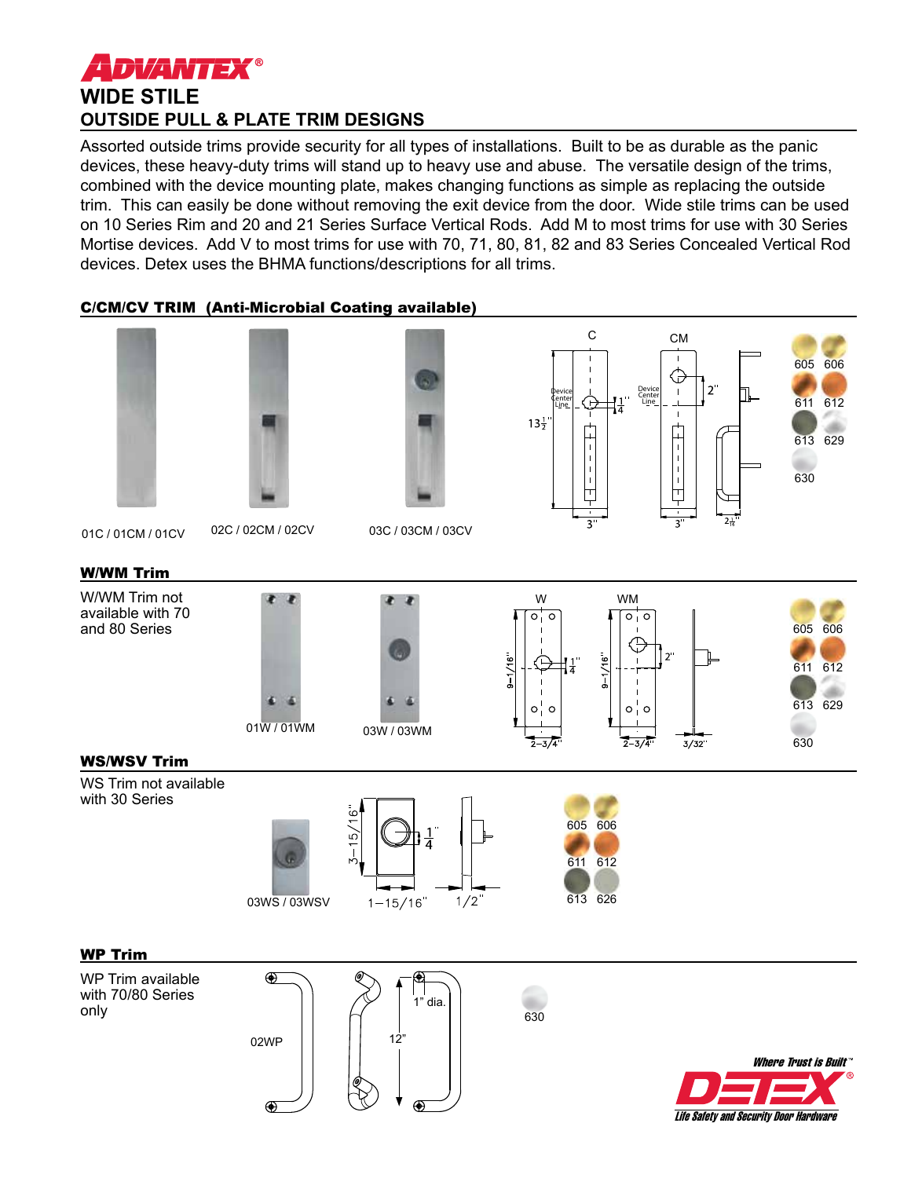# ADVANTEX®

## WIDE STILE

## OUTSIDE PULL & PLATE TRIM DESIGNS

Assorted outside trims provide security for all types of installations. Built to be as durable as the panic devices, these heavy-duty trims will stand up to heavy use and abuse. The versatile design of the trims, combined with the device mounting plate, makes changing functions as simple as replacing the outside trim. This can easily be done without removing the exit device from the door. Wide stile trims can be used on 10 Series Rim and 20 and 21 Series Surface Vertical Rods. Add M to most trims for use with 30 Series Mortise devices. Add V to most trims for use with 70, 71, 80, 81, 82 and 83 Series Concealed Vertical Rod devices. Detex uses the BHMA functions/descriptions for all trims.

### C/CM/CV TRIM (Anti-Microbial Coating available)

01C / 01CM / 01CV

02C / 02CM / 02CV

03C / 03CM / 03CV

C — Device Center Line — $13\frac{1}{2}$" — $1\frac{1}{4}$" — 3"

CM — Device Center Line — 2" — 3" — $2\frac{1}{16}$"

605 606 611 612 613 629 630

### W/WM Trim

W/WM Trim not available with 70 and 80 Series

01W / 01WM

03W / 03WM

W — 9-1/16" — $\frac{1}{4}$" — 2-3/4"

WM — 9-1/16" — 2" — 2-3/4" — 3/32"

605 606 611 612 613 629 630

### WS/WSV Trim

WS Trim not available with 30 Series

03WS / 03WSV

3-15/16" — $\frac{1}{4}$" — 1-15/16" — 1/2"

605 606 611 612 613 626

### WP Trim

WP Trim available with 70/80 Series only

02WP

1" dia. — 12"

630

*Where Trust is Built™*

DETEX®

*Life Safety and Security Door Hardware*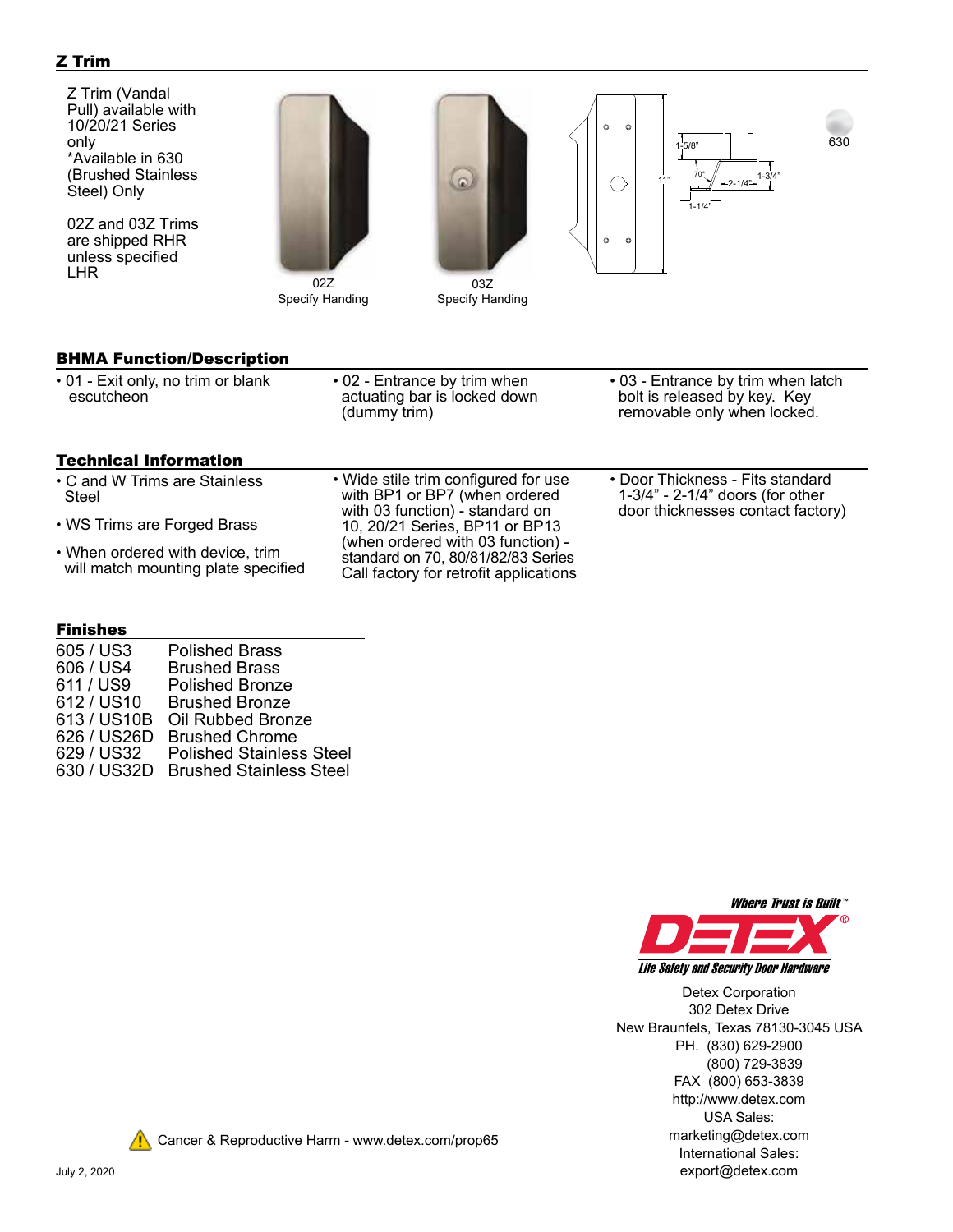## Z Trim

Z Trim (Vandal Pull) available with 10/20/21 Series only
*Available in 630 (Brushed Stainless Steel) Only

02Z and 03Z Trims are shipped RHR unless specified LHR

02Z
Specify Handing

03Z
Specify Handing

1-5/8"
70°
2-1/4"
1-3/4"
1-1/4"
11"

630

## BHMA Function/Description

- 01 - Exit only, no trim or blank escutcheon
- 02 - Entrance by trim when actuating bar is locked down (dummy trim)
- 03 - Entrance by trim when latch bolt is released by key. Key removable only when locked.

## Technical Information

- C and W Trims are Stainless Steel
- WS Trims are Forged Brass
- When ordered with device, trim will match mounting plate specified
- Wide stile trim configured for use with BP1 or BP7 (when ordered with 03 function) - standard on 10, 20/21 Series, BP11 or BP13 (when ordered with 03 function) - standard on 70, 80/81/82/83 Series Call factory for retrofit applications
- Door Thickness - Fits standard 1-3/4" - 2-1/4" doors (for other door thicknesses contact factory)

## Finishes

| | |
|---|---|
| 605 / US3 | Polished Brass |
| 606 / US4 | Brushed Brass |
| 611 / US9 | Polished Bronze |
| 612 / US10 | Brushed Bronze |
| 613 / US10B | Oil Rubbed Bronze |
| 626 / US26D | Brushed Chrome |
| 629 / US32 | Polished Stainless Steel |
| 630 / US32D | Brushed Stainless Steel |

Where Trust is Built™

DETEX®

Life Safety and Security Door Hardware

Detex Corporation
302 Detex Drive
New Braunfels, Texas 78130-3045 USA
PH. (830) 629-2900
(800) 729-3839
FAX (800) 653-3839
http://www.detex.com
USA Sales:
marketing@detex.com
International Sales:
export@detex.com

Cancer & Reproductive Harm - www.detex.com/prop65

July 2, 2020